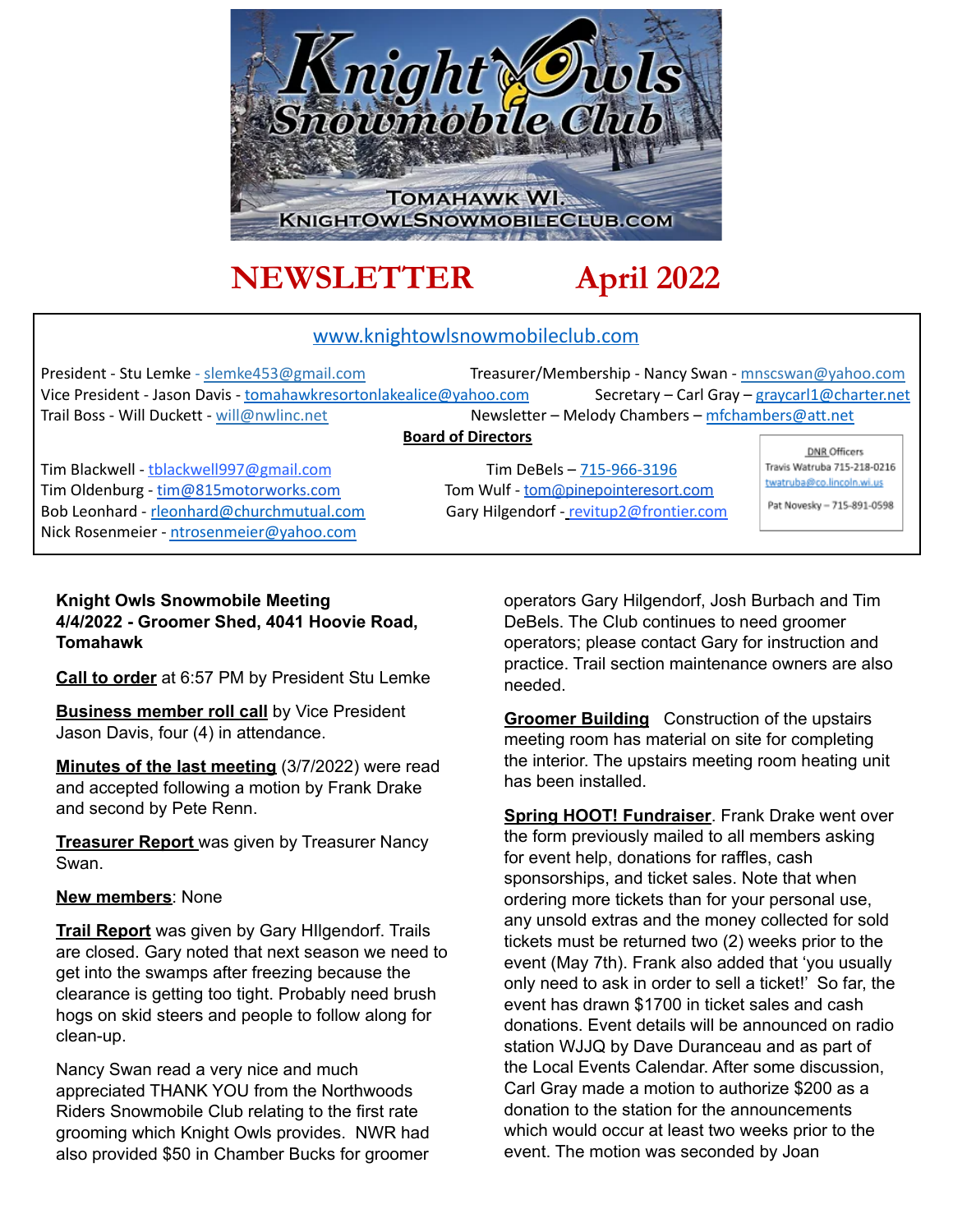# NEWSLETTER April 2022

www.knightowlsnowmobileclub.com

President - Stu Lemke - slemke453@gmail.com
Treasurer/Membership - Nancy Swan - mnscswan@yahoo.com
Vice President - Jason Davis - tomahawkresortonlakealice@yahoo.com
Secretary – Carl Gray – graycarl1@charter.net
Trail Boss - Will Duckett - will@nwlinc.net
Newsletter – Melody Chambers – mfchambers@att.net

**Board of Directors**

Tim Blackwell - tblackwell997@gmail.com
Tim Oldenburg - tim@815motorworks.com
Bob Leonhard - rleonhard@churchmutual.com
Nick Rosenmeier - ntrosenmeier@yahoo.com
Tim DeBels – 715-966-3196
Tom Wulf - tom@pinepointeresort.com
Gary Hilgendorf - revitup2@frontier.com

DNR Officers
Travis Watruba 715-218-0216
twatruba@co.lincoln.wi.us

Pat Novesky – 715-891-0598

**Knight Owls Snowmobile Meeting**
**4/4/2022 - Groomer Shed, 4041 Hoovie Road, Tomahawk**

**Call to order** at 6:57 PM by President Stu Lemke

**Business member roll call** by Vice President Jason Davis, four (4) in attendance.

**Minutes of the last meeting** (3/7/2022) were read and accepted following a motion by Frank Drake and second by Pete Renn.

**Treasurer Report** was given by Treasurer Nancy Swan.

**New members**: None

**Trail Report** was given by Gary HIlgendorf. Trails are closed. Gary noted that next season we need to get into the swamps after freezing because the clearance is getting too tight. Probably need brush hogs on skid steers and people to follow along for clean-up.

Nancy Swan read a very nice and much appreciated THANK YOU from the Northwoods Riders Snowmobile Club relating to the first rate grooming which Knight Owls provides. NWR had also provided $50 in Chamber Bucks for groomer operators Gary Hilgendorf, Josh Burbach and Tim DeBels. The Club continues to need groomer operators; please contact Gary for instruction and practice. Trail section maintenance owners are also needed.

**Groomer Building** Construction of the upstairs meeting room has material on site for completing the interior. The upstairs meeting room heating unit has been installed.

**Spring HOOT! Fundraiser**. Frank Drake went over the form previously mailed to all members asking for event help, donations for raffles, cash sponsorships, and ticket sales. Note that when ordering more tickets than for your personal use, any unsold extras and the money collected for sold tickets must be returned two (2) weeks prior to the event (May 7th). Frank also added that 'you usually only need to ask in order to sell a ticket!' So far, the event has drawn $1700 in ticket sales and cash donations. Event details will be announced on radio station WJJQ by Dave Duranceau and as part of the Local Events Calendar. After some discussion, Carl Gray made a motion to authorize $200 as a donation to the station for the announcements which would occur at least two weeks prior to the event. The motion was seconded by Joan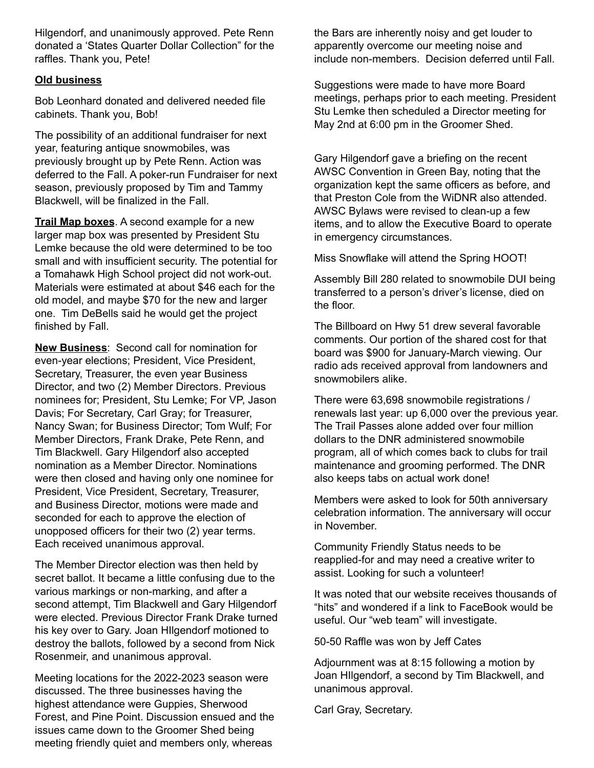Hilgendorf, and unanimously approved. Pete Renn donated a 'States Quarter Dollar Collection" for the raffles. Thank you, Pete!

**Old business**

Bob Leonhard donated and delivered needed file cabinets. Thank you, Bob!

The possibility of an additional fundraiser for next year, featuring antique snowmobiles, was previously brought up by Pete Renn. Action was deferred to the Fall. A poker-run Fundraiser for next season, previously proposed by Tim and Tammy Blackwell, will be finalized in the Fall.

**Trail Map boxes**. A second example for a new larger map box was presented by President Stu Lemke because the old were determined to be too small and with insufficient security. The potential for a Tomahawk High School project did not work-out. Materials were estimated at about $46 each for the old model, and maybe $70 for the new and larger one. Tim DeBells said he would get the project finished by Fall.

**New Business**: Second call for nomination for even-year elections; President, Vice President, Secretary, Treasurer, the even year Business Director, and two (2) Member Directors. Previous nominees for; President, Stu Lemke; For VP, Jason Davis; For Secretary, Carl Gray; for Treasurer, Nancy Swan; for Business Director; Tom Wulf; For Member Directors, Frank Drake, Pete Renn, and Tim Blackwell. Gary Hilgendorf also accepted nomination as a Member Director. Nominations were then closed and having only one nominee for President, Vice President, Secretary, Treasurer, and Business Director, motions were made and seconded for each to approve the election of unopposed officers for their two (2) year terms. Each received unanimous approval.

The Member Director election was then held by secret ballot. It became a little confusing due to the various markings or non-marking, and after a second attempt, Tim Blackwell and Gary Hilgendorf were elected. Previous Director Frank Drake turned his key over to Gary. Joan HIlgendorf motioned to destroy the ballots, followed by a second from Nick Rosenmeir, and unanimous approval.

Meeting locations for the 2022-2023 season were discussed. The three businesses having the highest attendance were Guppies, Sherwood Forest, and Pine Point. Discussion ensued and the issues came down to the Groomer Shed being meeting friendly quiet and members only, whereas the Bars are inherently noisy and get louder to apparently overcome our meeting noise and include non-members. Decision deferred until Fall.

Suggestions were made to have more Board meetings, perhaps prior to each meeting. President Stu Lemke then scheduled a Director meeting for May 2nd at 6:00 pm in the Groomer Shed.

Gary Hilgendorf gave a briefing on the recent AWSC Convention in Green Bay, noting that the organization kept the same officers as before, and that Preston Cole from the WiDNR also attended. AWSC Bylaws were revised to clean-up a few items, and to allow the Executive Board to operate in emergency circumstances.

Miss Snowflake will attend the Spring HOOT!

Assembly Bill 280 related to snowmobile DUI being transferred to a person's driver's license, died on the floor.

The Billboard on Hwy 51 drew several favorable comments. Our portion of the shared cost for that board was $900 for January-March viewing. Our radio ads received approval from landowners and snowmobilers alike.

There were 63,698 snowmobile registrations / renewals last year: up 6,000 over the previous year. The Trail Passes alone added over four million dollars to the DNR administered snowmobile program, all of which comes back to clubs for trail maintenance and grooming performed. The DNR also keeps tabs on actual work done!

Members were asked to look for 50th anniversary celebration information. The anniversary will occur in November.

Community Friendly Status needs to be reapplied-for and may need a creative writer to assist. Looking for such a volunteer!

It was noted that our website receives thousands of "hits" and wondered if a link to FaceBook would be useful. Our "web team" will investigate.

50-50 Raffle was won by Jeff Cates

Adjournment was at 8:15 following a motion by Joan HIlgendorf, a second by Tim Blackwell, and unanimous approval.

Carl Gray, Secretary.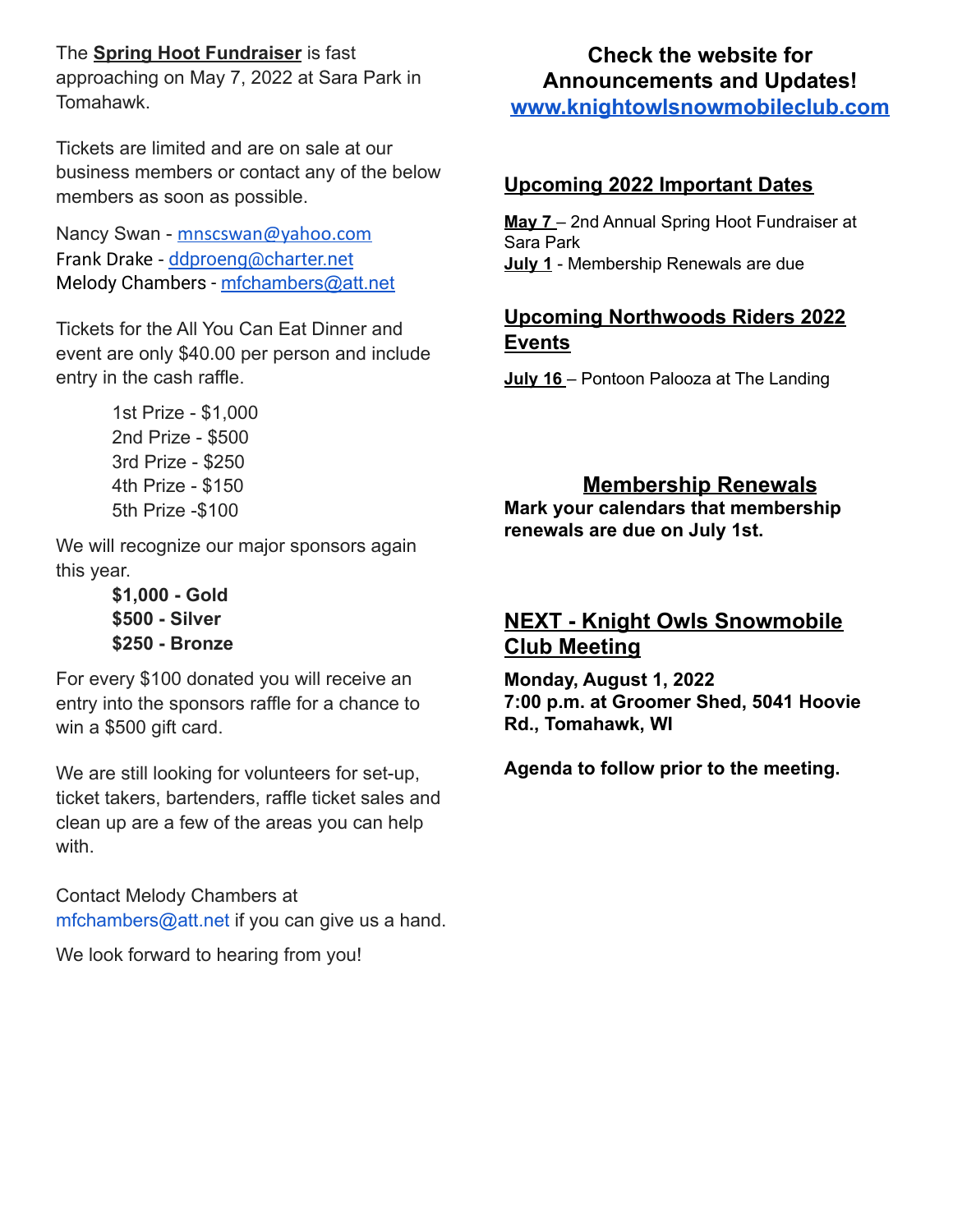The **Spring Hoot Fundraiser** is fast approaching on May 7, 2022 at Sara Park in Tomahawk.

Tickets are limited and are on sale at our business members or contact any of the below members as soon as possible.

Nancy Swan - mnscswan@yahoo.com
Frank Drake - ddproeng@charter.net
Melody Chambers - mfchambers@att.net

Tickets for the All You Can Eat Dinner and event are only $40.00 per person and include entry in the cash raffle.

1st Prize - $1,000
2nd Prize - $500
3rd Prize - $250
4th Prize - $150
5th Prize -$100

We will recognize our major sponsors again this year.

**$1,000 - Gold**
**$500 - Silver**
**$250 - Bronze**

For every $100 donated you will receive an entry into the sponsors raffle for a chance to win a $500 gift card.

We are still looking for volunteers for set-up, ticket takers, bartenders, raffle ticket sales and clean up are a few of the areas you can help with.

Contact Melody Chambers at mfchambers@att.net if you can give us a hand.

We look forward to hearing from you!

**Check the website for Announcements and Updates!**
**www.knightowlsnowmobileclub.com**

## Upcoming 2022 Important Dates

**May 7** – 2nd Annual Spring Hoot Fundraiser at Sara Park
**July 1** - Membership Renewals are due

## Upcoming Northwoods Riders 2022 Events

**July 16** – Pontoon Palooza at The Landing

## Membership Renewals

**Mark your calendars that membership renewals are due on July 1st.**

## NEXT - Knight Owls Snowmobile Club Meeting

**Monday, August 1, 2022**
**7:00 p.m. at Groomer Shed, 5041 Hoovie Rd., Tomahawk, WI**

**Agenda to follow prior to the meeting.**